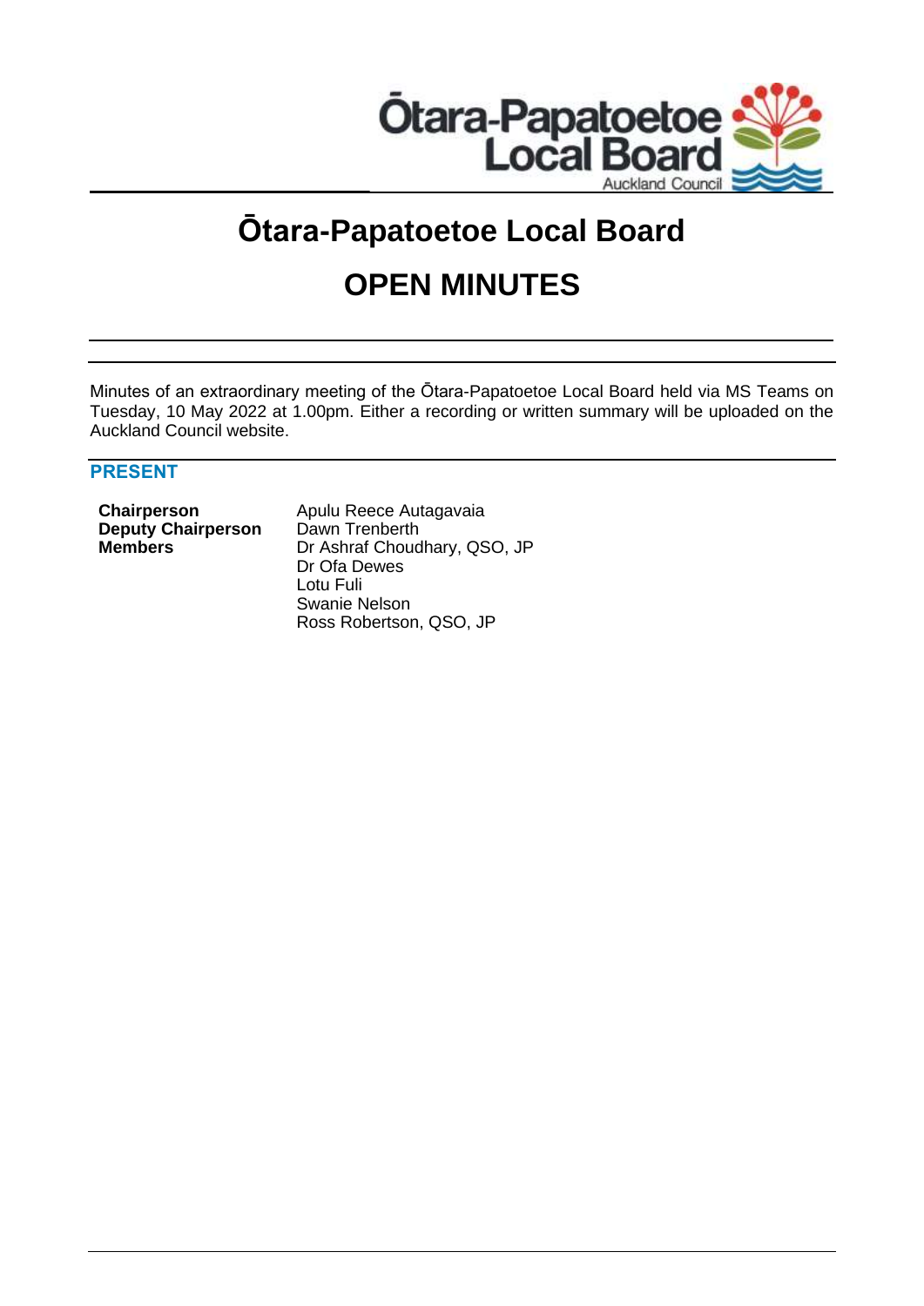# Ōtara-Papatoetoe Local Board

# OPEN MINUTES

Minutes of an extraordinary meeting of the Ōtara-Papatoetoe Local Board held via MS Teams on Tuesday, 10 May 2022 at 1.00pm. Either a recording or written summary will be uploaded on the Auckland Council website.

## PRESENT

| | |
|---|---|
| **Chairperson** | Apulu Reece Autagavaia |
| **Deputy Chairperson** | Dawn Trenberth |
| **Members** | Dr Ashraf Choudhary, QSO, JP |
| | Dr Ofa Dewes |
| | Lotu Fuli |
| | Swanie Nelson |
| | Ross Robertson, QSO, JP |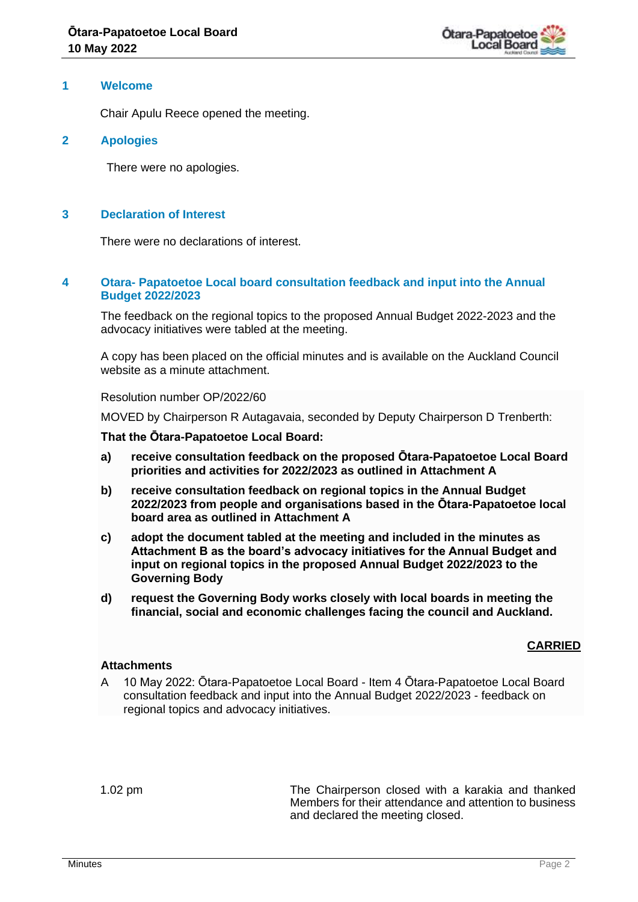## 1 Welcome

Chair Apulu Reece opened the meeting.

## 2 Apologies

There were no apologies.

## 3 Declaration of Interest

There were no declarations of interest.

## 4 Otara- Papatoetoe Local board consultation feedback and input into the Annual Budget 2022/2023

The feedback on the regional topics to the proposed Annual Budget 2022-2023 and the advocacy initiatives were tabled at the meeting.

A copy has been placed on the official minutes and is available on the Auckland Council website as a minute attachment.

Resolution number OP/2022/60

MOVED by Chairperson R Autagavaia, seconded by Deputy Chairperson D Trenberth:

**That the Ōtara-Papatoetoe Local Board:**

**a) receive consultation feedback on the proposed Ōtara-Papatoetoe Local Board priorities and activities for 2022/2023 as outlined in Attachment A**

**b) receive consultation feedback on regional topics in the Annual Budget 2022/2023 from people and organisations based in the Ōtara-Papatoetoe local board area as outlined in Attachment A**

**c) adopt the document tabled at the meeting and included in the minutes as Attachment B as the board's advocacy initiatives for the Annual Budget and input on regional topics in the proposed Annual Budget 2022/2023 to the Governing Body**

**d) request the Governing Body works closely with local boards in meeting the financial, social and economic challenges facing the council and Auckland.**

**CARRIED**

**Attachments**

A 10 May 2022: Ōtara-Papatoetoe Local Board - Item 4 Ōtara-Papatoetoe Local Board consultation feedback and input into the Annual Budget 2022/2023 - feedback on regional topics and advocacy initiatives.

1.02 pm

The Chairperson closed with a karakia and thanked Members for their attendance and attention to business and declared the meeting closed.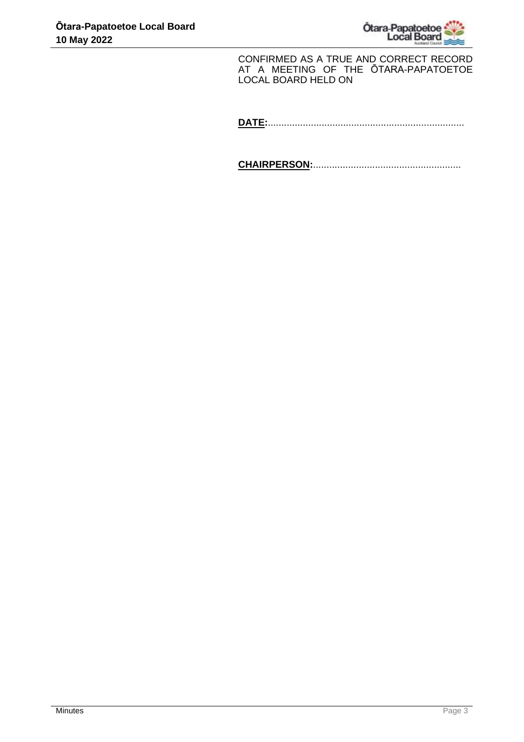CONFIRMED AS A TRUE AND CORRECT RECORD AT A MEETING OF THE ŌTARA-PAPATOETOE LOCAL BOARD HELD ON

**DATE:**.........................................................................

**CHAIRPERSON:**.......................................................